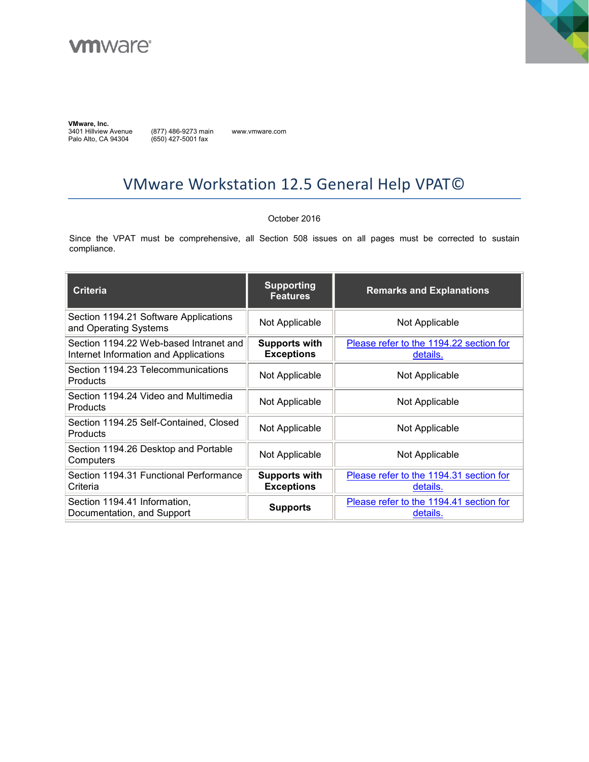vmware

**VMware, Inc.**
3401 Hillview Avenue (877) 486-9273 main www.vmware.com
Palo Alto, CA 94304 (650) 427-5001 fax

# VMware Workstation 12.5 General Help VPAT©

October 2016

Since the VPAT must be comprehensive, all Section 508 issues on all pages must be corrected to sustain compliance.

| Criteria | Supporting Features | Remarks and Explanations |
|---|---|---|
| Section 1194.21 Software Applications and Operating Systems | Not Applicable | Not Applicable |
| Section 1194.22 Web-based Intranet and Internet Information and Applications | **Supports with Exceptions** | Please refer to the 1194.22 section for details. |
| Section 1194.23 Telecommunications Products | Not Applicable | Not Applicable |
| Section 1194.24 Video and Multimedia Products | Not Applicable | Not Applicable |
| Section 1194.25 Self-Contained, Closed Products | Not Applicable | Not Applicable |
| Section 1194.26 Desktop and Portable Computers | Not Applicable | Not Applicable |
| Section 1194.31 Functional Performance Criteria | **Supports with Exceptions** | Please refer to the 1194.31 section for details. |
| Section 1194.41 Information, Documentation, and Support | **Supports** | Please refer to the 1194.41 section for details. |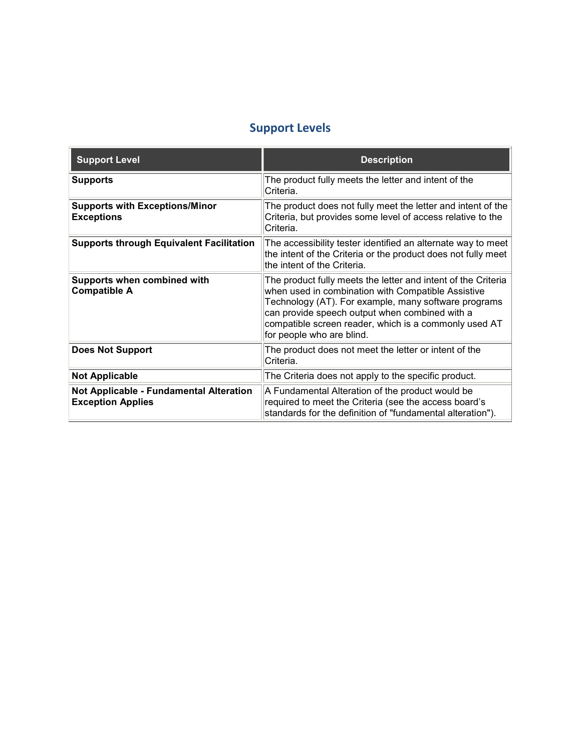## Support Levels

| Support Level | Description |
| --- | --- |
| **Supports** | The product fully meets the letter and intent of the Criteria. |
| **Supports with Exceptions/Minor Exceptions** | The product does not fully meet the letter and intent of the Criteria, but provides some level of access relative to the Criteria. |
| **Supports through Equivalent Facilitation** | The accessibility tester identified an alternate way to meet the intent of the Criteria or the product does not fully meet the intent of the Criteria. |
| **Supports when combined with Compatible A** | The product fully meets the letter and intent of the Criteria when used in combination with Compatible Assistive Technology (AT). For example, many software programs can provide speech output when combined with a compatible screen reader, which is a commonly used AT for people who are blind. |
| **Does Not Support** | The product does not meet the letter or intent of the Criteria. |
| **Not Applicable** | The Criteria does not apply to the specific product. |
| **Not Applicable - Fundamental Alteration Exception Applies** | A Fundamental Alteration of the product would be required to meet the Criteria (see the access board's standards for the definition of "fundamental alteration"). |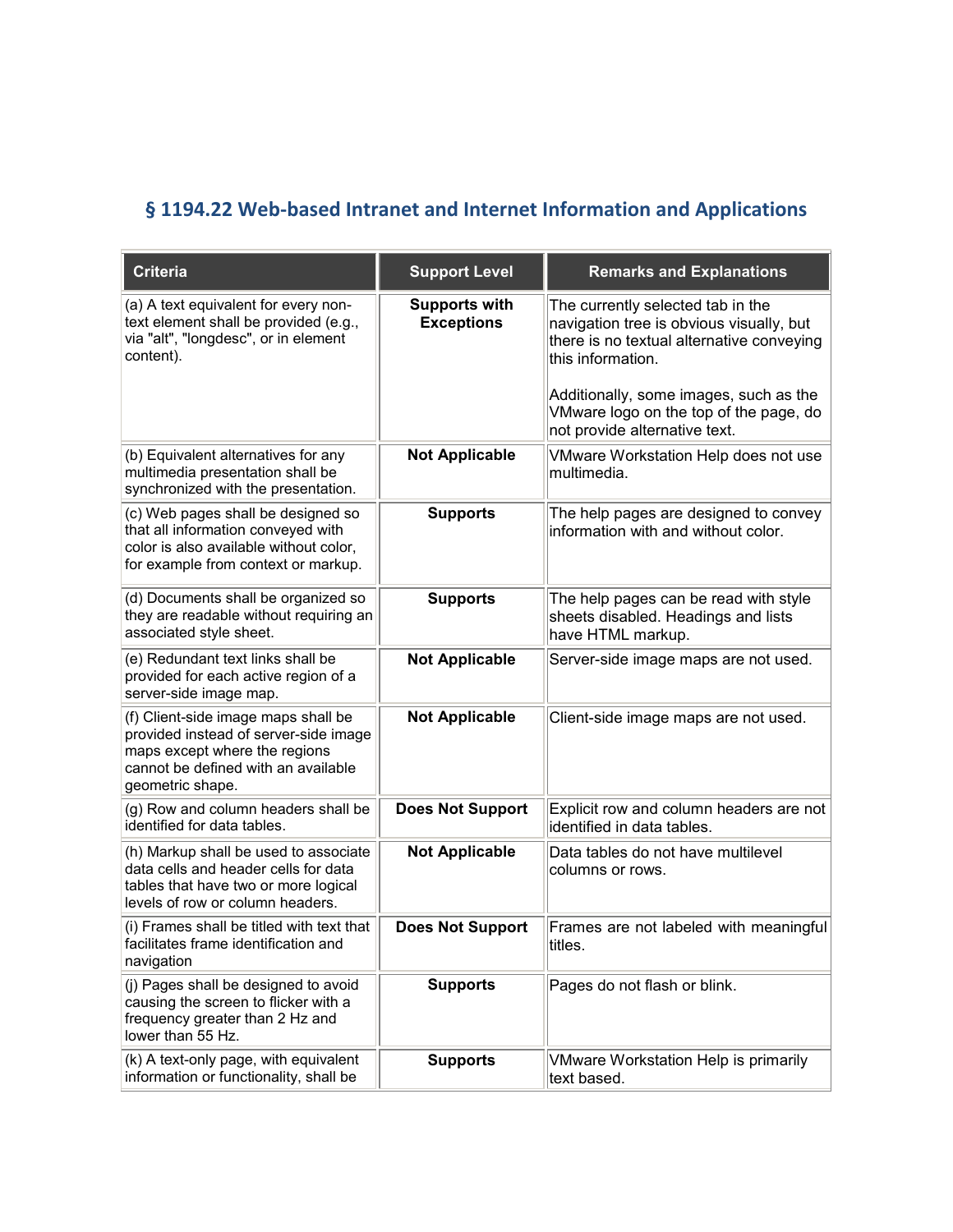## § 1194.22 Web-based Intranet and Internet Information and Applications

| Criteria | Support Level | Remarks and Explanations |
|---|---|---|
| (a) A text equivalent for every non-text element shall be provided (e.g., via "alt", "longdesc", or in element content). | **Supports with Exceptions** | The currently selected tab in the navigation tree is obvious visually, but there is no textual alternative conveying this information.<br><br>Additionally, some images, such as the VMware logo on the top of the page, do not provide alternative text. |
| (b) Equivalent alternatives for any multimedia presentation shall be synchronized with the presentation. | **Not Applicable** | VMware Workstation Help does not use multimedia. |
| (c) Web pages shall be designed so that all information conveyed with color is also available without color, for example from context or markup. | **Supports** | The help pages are designed to convey information with and without color. |
| (d) Documents shall be organized so they are readable without requiring an associated style sheet. | **Supports** | The help pages can be read with style sheets disabled. Headings and lists have HTML markup. |
| (e) Redundant text links shall be provided for each active region of a server-side image map. | **Not Applicable** | Server-side image maps are not used. |
| (f) Client-side image maps shall be provided instead of server-side image maps except where the regions cannot be defined with an available geometric shape. | **Not Applicable** | Client-side image maps are not used. |
| (g) Row and column headers shall be identified for data tables. | **Does Not Support** | Explicit row and column headers are not identified in data tables. |
| (h) Markup shall be used to associate data cells and header cells for data tables that have two or more logical levels of row or column headers. | **Not Applicable** | Data tables do not have multilevel columns or rows. |
| (i) Frames shall be titled with text that facilitates frame identification and navigation | **Does Not Support** | Frames are not labeled with meaningful titles. |
| (j) Pages shall be designed to avoid causing the screen to flicker with a frequency greater than 2 Hz and lower than 55 Hz. | **Supports** | Pages do not flash or blink. |
| (k) A text-only page, with equivalent information or functionality, shall be | **Supports** | VMware Workstation Help is primarily text based. |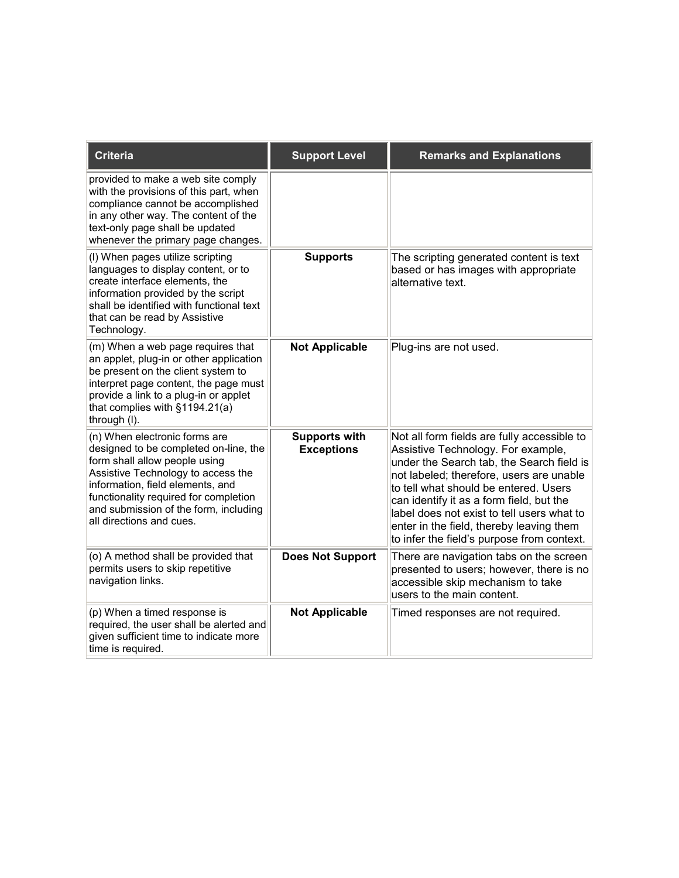| Criteria | Support Level | Remarks and Explanations |
|---|---|---|
| provided to make a web site comply with the provisions of this part, when compliance cannot be accomplished in any other way. The content of the text-only page shall be updated whenever the primary page changes. | | |
| (l) When pages utilize scripting languages to display content, or to create interface elements, the information provided by the script shall be identified with functional text that can be read by Assistive Technology. | **Supports** | The scripting generated content is text based or has images with appropriate alternative text. |
| (m) When a web page requires that an applet, plug-in or other application be present on the client system to interpret page content, the page must provide a link to a plug-in or applet that complies with §1194.21(a) through (l). | **Not Applicable** | Plug-ins are not used. |
| (n) When electronic forms are designed to be completed on-line, the form shall allow people using Assistive Technology to access the information, field elements, and functionality required for completion and submission of the form, including all directions and cues. | **Supports with Exceptions** | Not all form fields are fully accessible to Assistive Technology. For example, under the Search tab, the Search field is not labeled; therefore, users are unable to tell what should be entered. Users can identify it as a form field, but the label does not exist to tell users what to enter in the field, thereby leaving them to infer the field's purpose from context. |
| (o) A method shall be provided that permits users to skip repetitive navigation links. | **Does Not Support** | There are navigation tabs on the screen presented to users; however, there is no accessible skip mechanism to take users to the main content. |
| (p) When a timed response is required, the user shall be alerted and given sufficient time to indicate more time is required. | **Not Applicable** | Timed responses are not required. |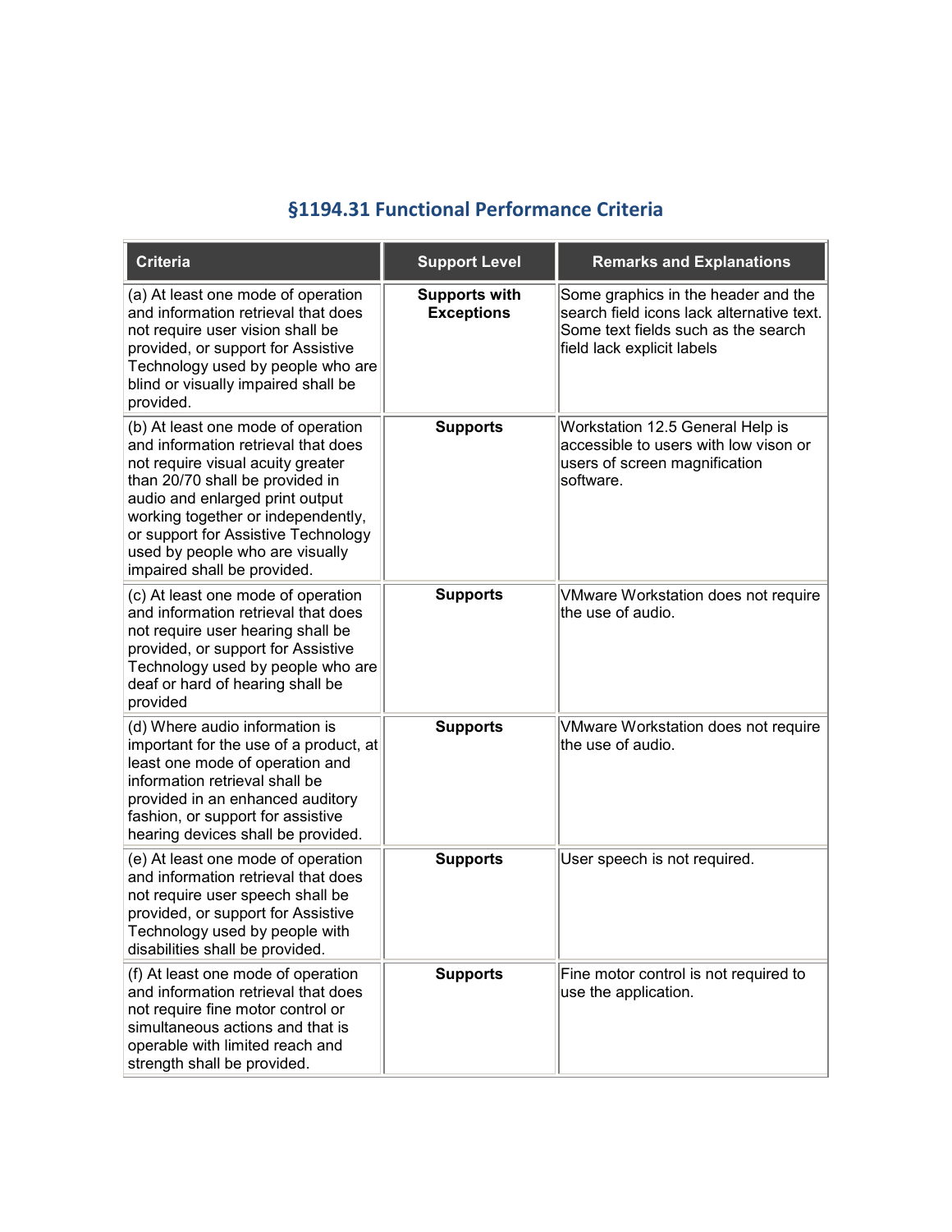## §1194.31 Functional Performance Criteria

| Criteria | Support Level | Remarks and Explanations |
| --- | --- | --- |
| (a) At least one mode of operation and information retrieval that does not require user vision shall be provided, or support for Assistive Technology used by people who are blind or visually impaired shall be provided. | **Supports with Exceptions** | Some graphics in the header and the search field icons lack alternative text. Some text fields such as the search field lack explicit labels |
| (b) At least one mode of operation and information retrieval that does not require visual acuity greater than 20/70 shall be provided in audio and enlarged print output working together or independently, or support for Assistive Technology used by people who are visually impaired shall be provided. | **Supports** | Workstation 12.5 General Help is accessible to users with low vison or users of screen magnification software. |
| (c) At least one mode of operation and information retrieval that does not require user hearing shall be provided, or support for Assistive Technology used by people who are deaf or hard of hearing shall be provided | **Supports** | VMware Workstation does not require the use of audio. |
| (d) Where audio information is important for the use of a product, at least one mode of operation and information retrieval shall be provided in an enhanced auditory fashion, or support for assistive hearing devices shall be provided. | **Supports** | VMware Workstation does not require the use of audio. |
| (e) At least one mode of operation and information retrieval that does not require user speech shall be provided, or support for Assistive Technology used by people with disabilities shall be provided. | **Supports** | User speech is not required. |
| (f) At least one mode of operation and information retrieval that does not require fine motor control or simultaneous actions and that is operable with limited reach and strength shall be provided. | **Supports** | Fine motor control is not required to use the application. |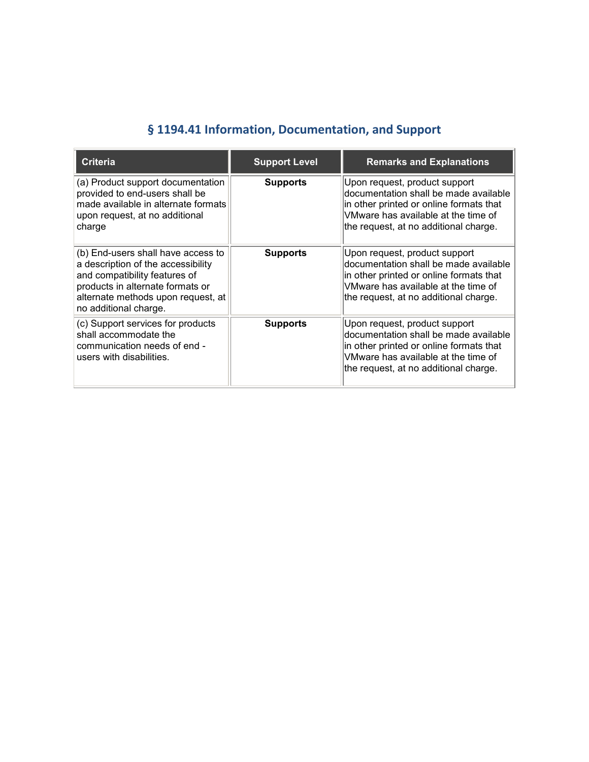## § 1194.41 Information, Documentation, and Support

| Criteria | Support Level | Remarks and Explanations |
| --- | --- | --- |
| (a) Product support documentation provided to end-users shall be made available in alternate formats upon request, at no additional charge | **Supports** | Upon request, product support documentation shall be made available in other printed or online formats that VMware has available at the time of the request, at no additional charge. |
| (b) End-users shall have access to a description of the accessibility and compatibility features of products in alternate formats or alternate methods upon request, at no additional charge. | **Supports** | Upon request, product support documentation shall be made available in other printed or online formats that VMware has available at the time of the request, at no additional charge. |
| (c) Support services for products shall accommodate the communication needs of end - users with disabilities. | **Supports** | Upon request, product support documentation shall be made available in other printed or online formats that VMware has available at the time of the request, at no additional charge. |